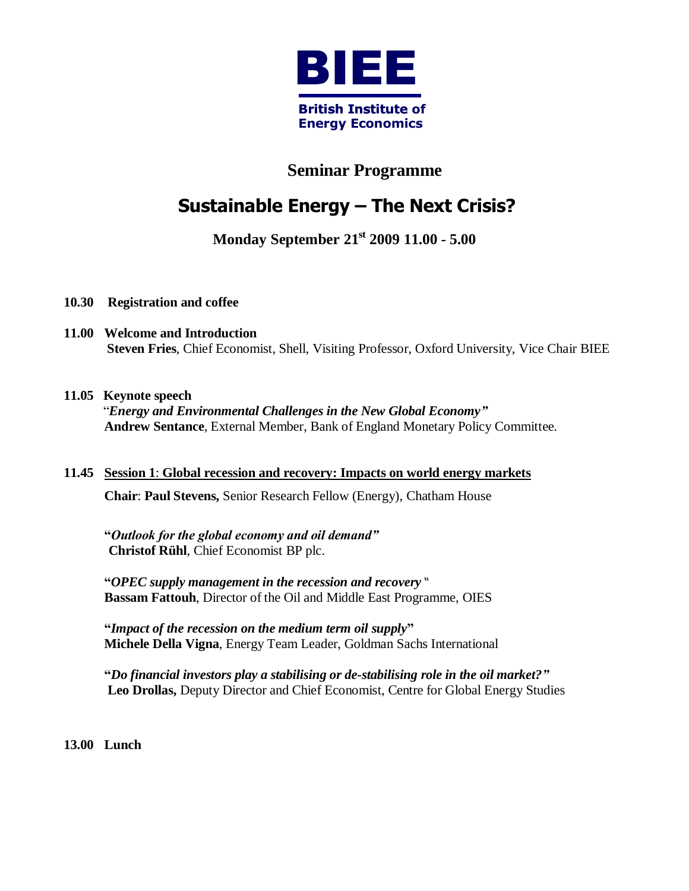**BIEE**

**British Institute of Energy Economics**

# Seminar Programme

## Sustainable Energy – The Next Crisis?

**Monday September 21st 2009 11.00 - 5.00**

**10.30 Registration and coffee**

**11.00 Welcome and Introduction**
**Steven Fries**, Chief Economist, Shell, Visiting Professor, Oxford University, Vice Chair BIEE

**11.05 Keynote speech**
"***Energy and Environmental Challenges in the New Global Economy"***
**Andrew Sentance**, External Member, Bank of England Monetary Policy Committee.

**11.45 Session 1: Global recession and recovery: Impacts on world energy markets**

**Chair**: **Paul Stevens,** Senior Research Fellow (Energy), Chatham House

**"*Outlook for the global economy and oil demand"***
**Christof Rühl**, Chief Economist BP plc.

**"*OPEC supply management in the recession and recovery* "**
**Bassam Fattouh**, Director of the Oil and Middle East Programme, OIES

**"*Impact of the recession on the medium term oil supply*"**
**Michele Della Vigna**, Energy Team Leader, Goldman Sachs International

**"*Do financial investors play a stabilising or de-stabilising role in the oil market?"***
**Leo Drollas,** Deputy Director and Chief Economist, Centre for Global Energy Studies

**13.00 Lunch**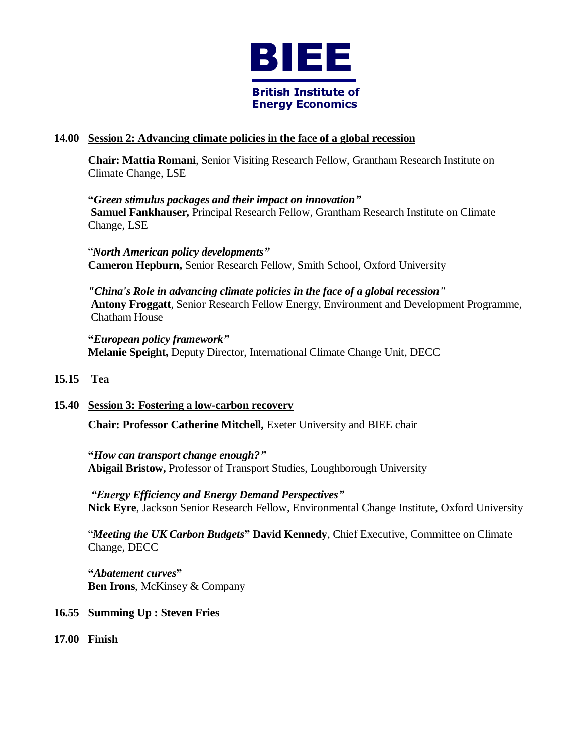**BIEE**

**British Institute of Energy Economics**

**14.00 Session 2: Advancing climate policies in the face of a global recession**

**Chair: Mattia Romani**, Senior Visiting Research Fellow, Grantham Research Institute on Climate Change, LSE

**"*Green stimulus packages and their impact on innovation"***
**Samuel Fankhauser,** Principal Research Fellow, Grantham Research Institute on Climate Change, LSE

"***North American policy developments"***
**Cameron Hepburn,** Senior Research Fellow, Smith School, Oxford University

***"China's Role in advancing climate policies in the face of a global recession"***
**Antony Froggatt**, Senior Research Fellow Energy, Environment and Development Programme, Chatham House

**"*European policy framework"***
**Melanie Speight,** Deputy Director, International Climate Change Unit, DECC

**15.15 Tea**

**15.40 Session 3: Fostering a low-carbon recovery**

**Chair: Professor Catherine Mitchell,** Exeter University and BIEE chair

**"*How can transport change enough?"***
**Abigail Bristow,** Professor of Transport Studies, Loughborough University

***"Energy Efficiency and Energy Demand Perspectives"***
**Nick Eyre**, Jackson Senior Research Fellow, Environmental Change Institute, Oxford University

"***Meeting the UK Carbon Budgets*" David Kennedy**, Chief Executive, Committee on Climate Change, DECC

**"*Abatement curves*"**
**Ben Irons**, McKinsey & Company

**16.55 Summing Up : Steven Fries**

**17.00 Finish**